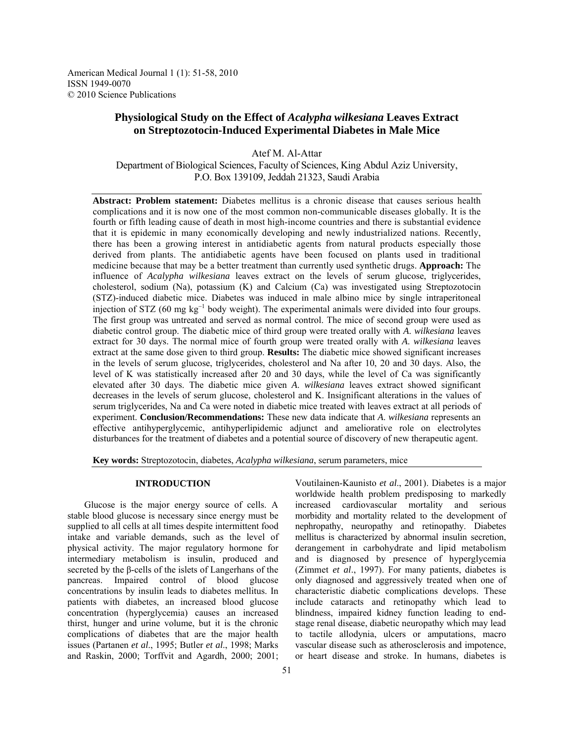American Medical Journal 1 (1): 51-58, 2010
ISSN 1949-0070
© 2010 Science Publications

# Physiological Study on the Effect of *Acalypha wilkesiana* Leaves Extract on Streptozotocin-Induced Experimental Diabetes in Male Mice

Atef M. Al-Attar
Department of Biological Sciences, Faculty of Sciences, King Abdul Aziz University, P.O. Box 139109, Jeddah 21323, Saudi Arabia

**Abstract: Problem statement:** Diabetes mellitus is a chronic disease that causes serious health complications and it is now one of the most common non-communicable diseases globally. It is the fourth or fifth leading cause of death in most high-income countries and there is substantial evidence that it is epidemic in many economically developing and newly industrialized nations. Recently, there has been a growing interest in antidiabetic agents from natural products especially those derived from plants. The antidiabetic agents have been focused on plants used in traditional medicine because that may be a better treatment than currently used synthetic drugs. **Approach:** The influence of *Acalypha wilkesiana* leaves extract on the levels of serum glucose, triglycerides, cholesterol, sodium (Na), potassium (K) and Calcium (Ca) was investigated using Streptozotocin (STZ)-induced diabetic mice. Diabetes was induced in male albino mice by single intraperitoneal injection of STZ (60 mg $kg^{-1}$ body weight). The experimental animals were divided into four groups. The first group was untreated and served as normal control. The mice of second group were used as diabetic control group. The diabetic mice of third group were treated orally with *A. wilkesiana* leaves extract for 30 days. The normal mice of fourth group were treated orally with *A. wilkesiana* leaves extract at the same dose given to third group. **Results:** The diabetic mice showed significant increases in the levels of serum glucose, triglycerides, cholesterol and Na after 10, 20 and 30 days. Also, the level of K was statistically increased after 20 and 30 days, while the level of Ca was significantly elevated after 30 days. The diabetic mice given *A. wilkesiana* leaves extract showed significant decreases in the levels of serum glucose, cholesterol and K. Insignificant alterations in the values of serum triglycerides, Na and Ca were noted in diabetic mice treated with leaves extract at all periods of experiment. **Conclusion/Recommendations:** These new data indicate that *A. wilkesiana* represents an effective antihyperglycemic, antihyperlipidemic adjunct and ameliorative role on electrolytes disturbances for the treatment of diabetes and a potential source of discovery of new therapeutic agent.

**Key words:** Streptozotocin, diabetes, *Acalypha wilkesiana*, serum parameters, mice

## INTRODUCTION

Glucose is the major energy source of cells. A stable blood glucose is necessary since energy must be supplied to all cells at all times despite intermittent food intake and variable demands, such as the level of physical activity. The major regulatory hormone for intermediary metabolism is insulin, produced and secreted by the β-cells of the islets of Langerhans of the pancreas. Impaired control of blood glucose concentrations by insulin leads to diabetes mellitus. In patients with diabetes, an increased blood glucose concentration (hyperglycemia) causes an increased thirst, hunger and urine volume, but it is the chronic complications of diabetes that are the major health issues (Partanen *et al*., 1995; Butler *et al*., 1998; Marks and Raskin, 2000; Torffvit and Agardh, 2000; 2001; Voutilainen-Kaunisto *et al*., 2001). Diabetes is a major worldwide health problem predisposing to markedly increased cardiovascular mortality and serious morbidity and mortality related to the development of nephropathy, neuropathy and retinopathy. Diabetes mellitus is characterized by abnormal insulin secretion, derangement in carbohydrate and lipid metabolism and is diagnosed by presence of hyperglycemia (Zimmet *et al*., 1997). For many patients, diabetes is only diagnosed and aggressively treated when one of characteristic diabetic complications develops. These include cataracts and retinopathy which lead to blindness, impaired kidney function leading to end-stage renal disease, diabetic neuropathy which may lead to tactile allodynia, ulcers or amputations, macro vascular disease such as atherosclerosis and impotence, or heart disease and stroke. In humans, diabetes is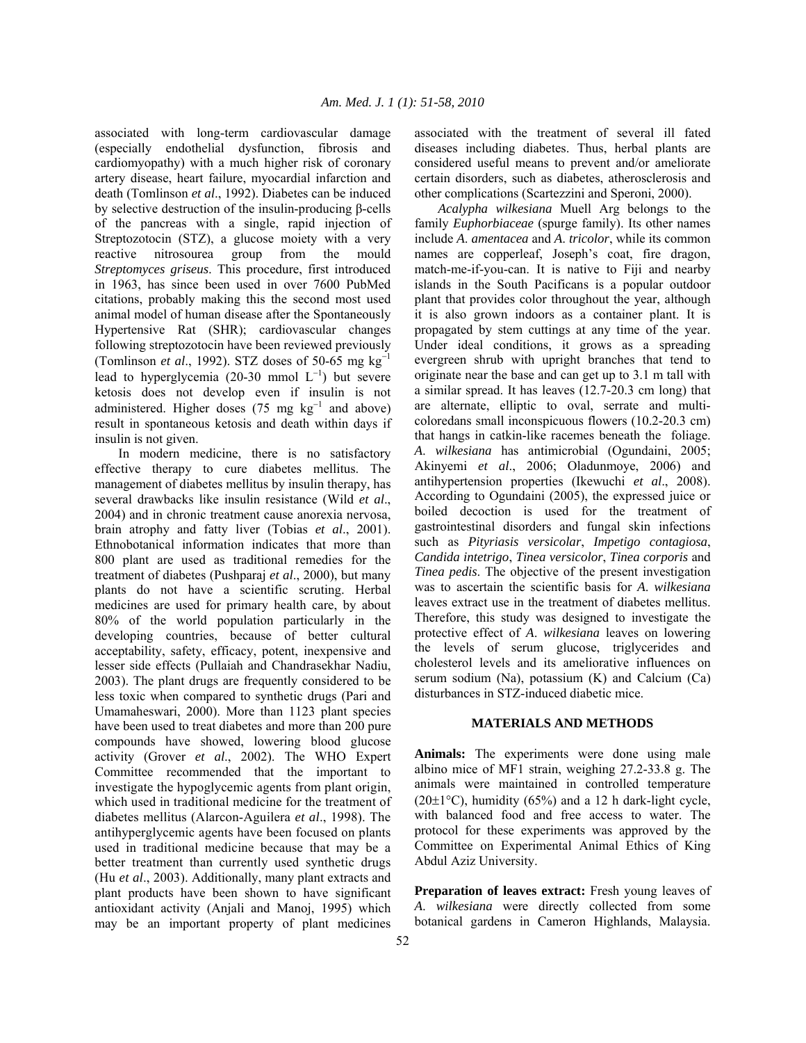associated with long-term cardiovascular damage (especially endothelial dysfunction, fibrosis and cardiomyopathy) with a much higher risk of coronary artery disease, heart failure, myocardial infarction and death (Tomlinson *et al*., 1992). Diabetes can be induced by selective destruction of the insulin-producing β-cells of the pancreas with a single, rapid injection of Streptozotocin (STZ), a glucose moiety with a very reactive nitrosourea group from the mould *Streptomyces griseus*. This procedure, first introduced in 1963, has since been used in over 7600 PubMed citations, probably making this the second most used animal model of human disease after the Spontaneously Hypertensive Rat (SHR); cardiovascular changes following streptozotocin have been reviewed previously (Tomlinson *et al*., 1992). STZ doses of 50-65 mg $kg^{-1}$ lead to hyperglycemia (20-30 mmol $L^{-1}$) but severe ketosis does not develop even if insulin is not administered. Higher doses (75 mg $kg^{-1}$ and above) result in spontaneous ketosis and death within days if insulin is not given.

In modern medicine, there is no satisfactory effective therapy to cure diabetes mellitus. The management of diabetes mellitus by insulin therapy, has several drawbacks like insulin resistance (Wild *et al*., 2004) and in chronic treatment cause anorexia nervosa, brain atrophy and fatty liver (Tobias *et al*., 2001). Ethnobotanical information indicates that more than 800 plant are used as traditional remedies for the treatment of diabetes (Pushparaj *et al*., 2000), but many plants do not have a scientific scruting. Herbal medicines are used for primary health care, by about 80% of the world population particularly in the developing countries, because of better cultural acceptability, safety, efficacy, potent, inexpensive and lesser side effects (Pullaiah and Chandrasekhar Nadiu, 2003). The plant drugs are frequently considered to be less toxic when compared to synthetic drugs (Pari and Umamaheswari, 2000). More than 1123 plant species have been used to treat diabetes and more than 200 pure compounds have showed, lowering blood glucose activity (Grover *et al*., 2002). The WHO Expert Committee recommended that the important to investigate the hypoglycemic agents from plant origin, which used in traditional medicine for the treatment of diabetes mellitus (Alarcon-Aguilera *et al*., 1998). The antihyperglycemic agents have been focused on plants used in traditional medicine because that may be a better treatment than currently used synthetic drugs (Hu *et al*., 2003). Additionally, many plant extracts and plant products have been shown to have significant antioxidant activity (Anjali and Manoj, 1995) which may be an important property of plant medicines associated with the treatment of several ill fated diseases including diabetes. Thus, herbal plants are considered useful means to prevent and/or ameliorate certain disorders, such as diabetes, atherosclerosis and other complications (Scartezzini and Speroni, 2000).

*Acalypha wilkesiana* Muell Arg belongs to the family *Euphorbiaceae* (spurge family). Its other names include *A. amentacea* and *A. tricolor*, while its common names are copperleaf, Joseph's coat, fire dragon, match-me-if-you-can. It is native to Fiji and nearby islands in the South Pacificans is a popular outdoor plant that provides color throughout the year, although it is also grown indoors as a container plant. It is propagated by stem cuttings at any time of the year. Under ideal conditions, it grows as a spreading evergreen shrub with upright branches that tend to originate near the base and can get up to 3.1 m tall with a similar spread. It has leaves (12.7-20.3 cm long) that are alternate, elliptic to oval, serrate and multi-coloredans small inconspicuous flowers (10.2-20.3 cm) that hangs in catkin-like racemes beneath the foliage. *A. wilkesiana* has antimicrobial (Ogundaini, 2005; Akinyemi *et al*., 2006; Oladunmoye, 2006) and antihypertension properties (Ikewuchi *et al*., 2008). According to Ogundaini (2005), the expressed juice or boiled decoction is used for the treatment of gastrointestinal disorders and fungal skin infections such as *Pityriasis versicolar*, *Impetigo contagiosa*, *Candida intetrigo*, *Tinea versicolor*, *Tinea corporis* and *Tinea pedis*. The objective of the present investigation was to ascertain the scientific basis for *A. wilkesiana* leaves extract use in the treatment of diabetes mellitus. Therefore, this study was designed to investigate the protective effect of *A. wilkesiana* leaves on lowering the levels of serum glucose, triglycerides and cholesterol levels and its ameliorative influences on serum sodium (Na), potassium (K) and Calcium (Ca) disturbances in STZ-induced diabetic mice.

## MATERIALS AND METHODS

**Animals:** The experiments were done using male albino mice of MF1 strain, weighing 27.2-33.8 g. The animals were maintained in controlled temperature (20±1°C), humidity (65%) and a 12 h dark-light cycle, with balanced food and free access to water. The protocol for these experiments was approved by the Committee on Experimental Animal Ethics of King Abdul Aziz University.

**Preparation of leaves extract:** Fresh young leaves of *A. wilkesiana* were directly collected from some botanical gardens in Cameron Highlands, Malaysia.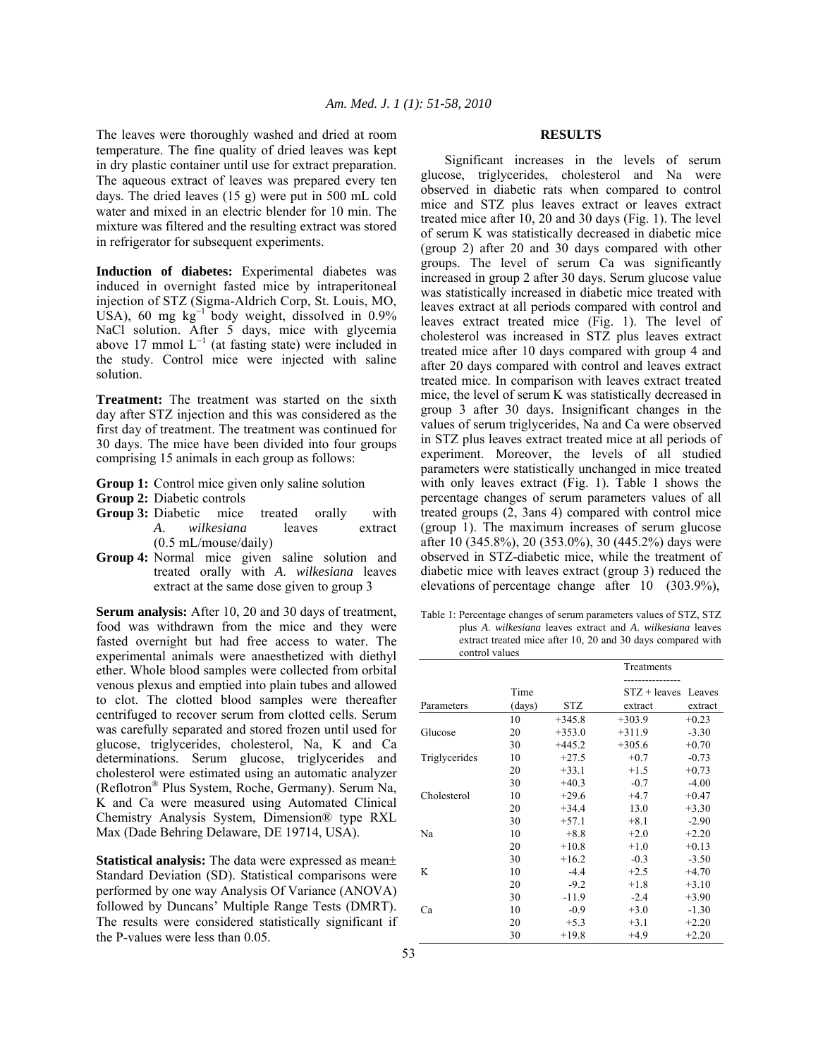The leaves were thoroughly washed and dried at room temperature. The fine quality of dried leaves was kept in dry plastic container until use for extract preparation. The aqueous extract of leaves was prepared every ten days. The dried leaves (15 g) were put in 500 mL cold water and mixed in an electric blender for 10 min. The mixture was filtered and the resulting extract was stored in refrigerator for subsequent experiments.

**Induction of diabetes:** Experimental diabetes was induced in overnight fasted mice by intraperitoneal injection of STZ (Sigma-Aldrich Corp, St. Louis, MO, USA), 60 mg $kg^{-1}$ body weight, dissolved in 0.9% NaCl solution. After 5 days, mice with glycemia above 17 mmol $L^{-1}$ (at fasting state) were included in the study. Control mice were injected with saline solution.

**Treatment:** The treatment was started on the sixth day after STZ injection and this was considered as the first day of treatment. The treatment was continued for 30 days. The mice have been divided into four groups comprising 15 animals in each group as follows:

- **Group 1:** Control mice given only saline solution
- **Group 2:** Diabetic controls
- **Group 3:** Diabetic mice treated orally with *A. wilkesiana* leaves extract (0.5 mL/mouse/daily)
- **Group 4:** Normal mice given saline solution and treated orally with *A. wilkesiana* leaves extract at the same dose given to group 3

**Serum analysis:** After 10, 20 and 30 days of treatment, food was withdrawn from the mice and they were fasted overnight but had free access to water. The experimental animals were anaesthetized with diethyl ether. Whole blood samples were collected from orbital venous plexus and emptied into plain tubes and allowed to clot. The clotted blood samples were thereafter centrifuged to recover serum from clotted cells. Serum was carefully separated and stored frozen until used for glucose, triglycerides, cholesterol, Na, K and Ca determinations. Serum glucose, triglycerides and cholesterol were estimated using an automatic analyzer (Reflotron® Plus System, Roche, Germany). Serum Na, K and Ca were measured using Automated Clinical Chemistry Analysis System, Dimension® type RXL Max (Dade Behring Delaware, DE 19714, USA).

**Statistical analysis:** The data were expressed as mean± Standard Deviation (SD). Statistical comparisons were performed by one way Analysis Of Variance (ANOVA) followed by Duncans' Multiple Range Tests (DMRT). The results were considered statistically significant if the P-values were less than 0.05.

## RESULTS

Significant increases in the levels of serum glucose, triglycerides, cholesterol and Na were observed in diabetic rats when compared to control mice and STZ plus leaves extract or leaves extract treated mice after 10, 20 and 30 days (Fig. 1). The level of serum K was statistically decreased in diabetic mice (group 2) after 20 and 30 days compared with other groups. The level of serum Ca was significantly increased in group 2 after 30 days. Serum glucose value was statistically increased in diabetic mice treated with leaves extract at all periods compared with control and leaves extract treated mice (Fig. 1). The level of cholesterol was increased in STZ plus leaves extract treated mice after 10 days compared with group 4 and after 20 days compared with control and leaves extract treated mice. In comparison with leaves extract treated mice, the level of serum K was statistically decreased in group 3 after 30 days. Insignificant changes in the values of serum triglycerides, Na and Ca were observed in STZ plus leaves extract treated mice at all periods of experiment. Moreover, the levels of all studied parameters were statistically unchanged in mice treated with only leaves extract (Fig. 1). Table 1 shows the percentage changes of serum parameters values of all treated groups (2, 3ans 4) compared with control mice (group 1). The maximum increases of serum glucose after 10 (345.8%), 20 (353.0%), 30 (445.2%) days were observed in STZ-diabetic mice, while the treatment of diabetic mice with leaves extract (group 3) reduced the elevations of percentage change after 10 (303.9%),

Table 1: Percentage changes of serum parameters values of STZ, STZ plus *A. wilkesiana* leaves extract and *A. wilkesiana* leaves extract treated mice after 10, 20 and 30 days compared with control values

| | | Treatments | | |
|---|---|---|---|---|
| Parameters | Time (days) | STZ | STZ + leaves extract | Leaves extract |
| | 10 | +345.8 | +303.9 | +0.23 |
| Glucose | 20 | +353.0 | +311.9 | -3.30 |
| | 30 | +445.2 | +305.6 | +0.70 |
| Triglycerides | 10 | +27.5 | +0.7 | -0.73 |
| | 20 | +33.1 | +1.5 | +0.73 |
| | 30 | +40.3 | -0.7 | -4.00 |
| Cholesterol | 10 | +29.6 | +4.7 | +0.47 |
| | 20 | +34.4 | 13.0 | +3.30 |
| | 30 | +57.1 | +8.1 | -2.90 |
| Na | 10 | +8.8 | +2.0 | +2.20 |
| | 20 | +10.8 | +1.0 | +0.13 |
| | 30 | +16.2 | -0.3 | -3.50 |
| K | 10 | -4.4 | +2.5 | +4.70 |
| | 20 | -9.2 | +1.8 | +3.10 |
| | 30 | -11.9 | -2.4 | +3.90 |
| Ca | 10 | -0.9 | +3.0 | -1.30 |
| | 20 | +5.3 | +3.1 | +2.20 |
| | 30 | +19.8 | +4.9 | +2.20 |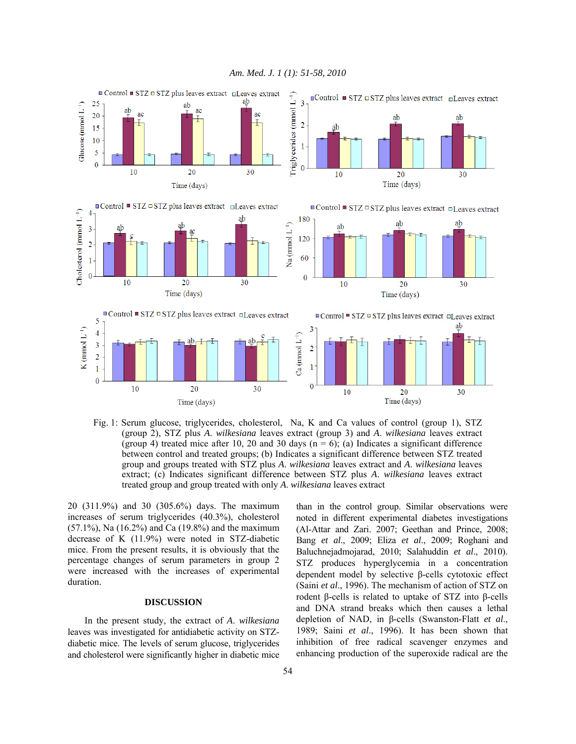Fig. 1: Serum glucose, triglycerides, cholesterol, Na, K and Ca values of control (group 1), STZ (group 2), STZ plus *A. wilkesiana* leaves extract (group 3) and *A. wilkesiana* leaves extract (group 4) treated mice after 10, 20 and 30 days (n = 6); (a) Indicates a significant difference between control and treated groups; (b) Indicates a significant difference between STZ treated group and groups treated with STZ plus *A. wilkesiana* leaves extract and *A. wilkesiana* leaves extract; (c) Indicates significant difference between STZ plus *A. wilkesiana* leaves extract treated group and group treated with only *A. wilkesiana* leaves extract

20 (311.9%) and 30 (305.6%) days. The maximum increases of serum triglycerides (40.3%), cholesterol (57.1%), Na (16.2%) and Ca (19.8%) and the maximum decrease of K (11.9%) were noted in STZ-diabetic mice. From the present results, it is obviously that the percentage changes of serum parameters in group 2 were increased with the increases of experimental duration.

## DISCUSSION

In the present study, the extract of *A. wilkesiana* leaves was investigated for antidiabetic activity on STZ-diabetic mice. The levels of serum glucose, triglycerides and cholesterol were significantly higher in diabetic mice than in the control group. Similar observations were noted in different experimental diabetes investigations (Al-Attar and Zari. 2007; Geethan and Prince, 2008; Bang *et al*., 2009; Eliza *et al*., 2009; Roghani and Baluchnejadmojarad, 2010; Salahuddin *et al*., 2010). STZ produces hyperglycemia in a concentration dependent model by selective β-cells cytotoxic effect (Saini *et al*., 1996). The mechanism of action of STZ on rodent β-cells is related to uptake of STZ into β-cells and DNA strand breaks which then causes a lethal depletion of NAD, in β-cells (Swanston-Flatt *et al*., 1989; Saini *et al*., 1996). It has been shown that inhibition of free radical scavenger enzymes and enhancing production of the superoxide radical are the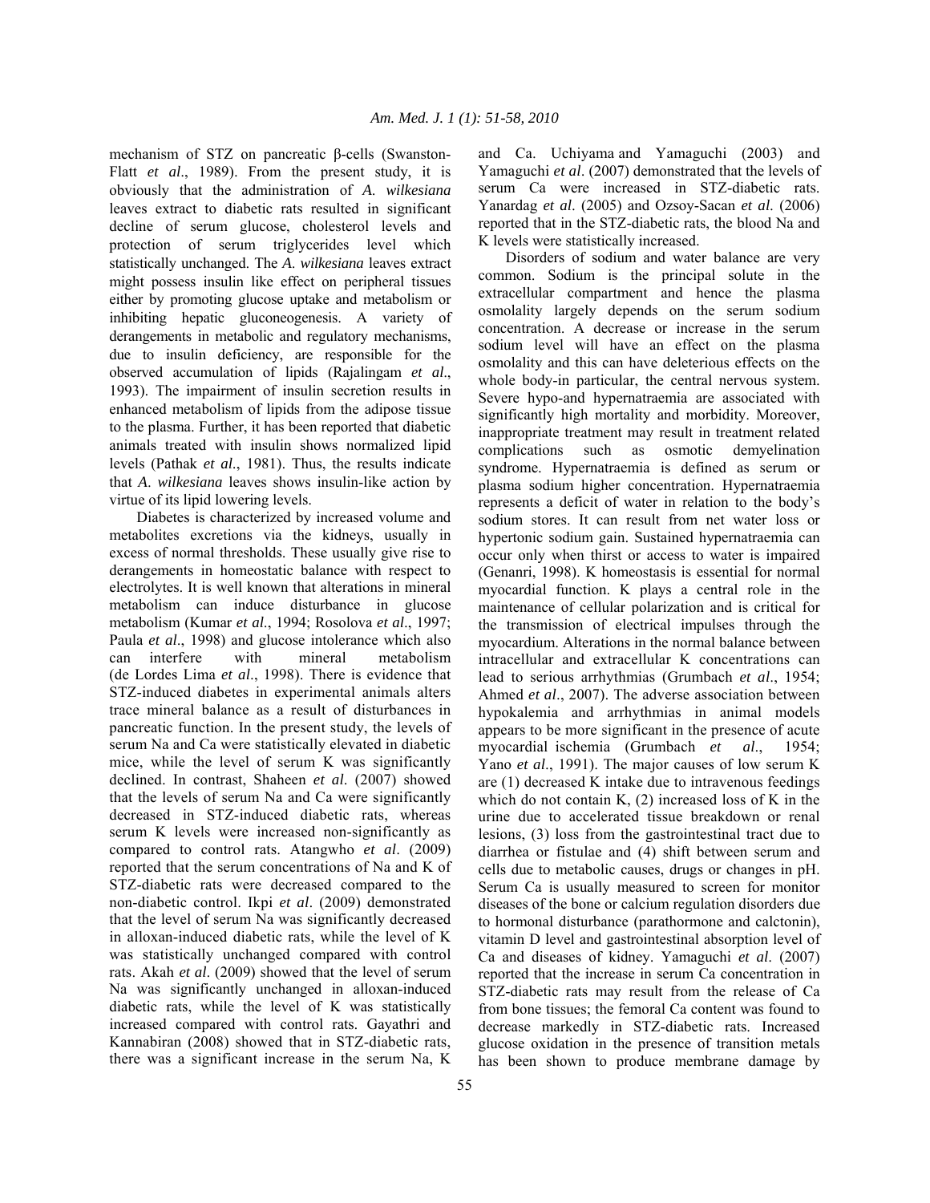mechanism of STZ on pancreatic β-cells (Swanston-Flatt *et al*., 1989). From the present study, it is obviously that the administration of *A. wilkesiana* leaves extract to diabetic rats resulted in significant decline of serum glucose, cholesterol levels and protection of serum triglycerides level which statistically unchanged. The *A. wilkesiana* leaves extract might possess insulin like effect on peripheral tissues either by promoting glucose uptake and metabolism or inhibiting hepatic gluconeogenesis. A variety of derangements in metabolic and regulatory mechanisms, due to insulin deficiency, are responsible for the observed accumulation of lipids (Rajalingam *et al*., 1993). The impairment of insulin secretion results in enhanced metabolism of lipids from the adipose tissue to the plasma. Further, it has been reported that diabetic animals treated with insulin shows normalized lipid levels (Pathak *et al*., 1981). Thus, the results indicate that *A. wilkesiana* leaves shows insulin-like action by virtue of its lipid lowering levels.

Diabetes is characterized by increased volume and metabolites excretions via the kidneys, usually in excess of normal thresholds. These usually give rise to derangements in homeostatic balance with respect to electrolytes. It is well known that alterations in mineral metabolism can induce disturbance in glucose metabolism (Kumar *et al*., 1994; Rosolova *et al*., 1997; Paula *et al*., 1998) and glucose intolerance which also can interfere with mineral metabolism (de Lordes Lima *et al*., 1998). There is evidence that STZ-induced diabetes in experimental animals alters trace mineral balance as a result of disturbances in pancreatic function. In the present study, the levels of serum Na and Ca were statistically elevated in diabetic mice, while the level of serum K was significantly declined. In contrast, Shaheen *et al*. (2007) showed that the levels of serum Na and Ca were significantly decreased in STZ-induced diabetic rats, whereas serum K levels were increased non-significantly as compared to control rats. Atangwho *et al*. (2009) reported that the serum concentrations of Na and K of STZ-diabetic rats were decreased compared to the non-diabetic control. Ikpi *et al*. (2009) demonstrated that the level of serum Na was significantly decreased in alloxan-induced diabetic rats, while the level of K was statistically unchanged compared with control rats. Akah *et al*. (2009) showed that the level of serum Na was significantly unchanged in alloxan-induced diabetic rats, while the level of K was statistically increased compared with control rats. Gayathri and Kannabiran (2008) showed that in STZ-diabetic rats, there was a significant increase in the serum Na, K and Ca. Uchiyama and Yamaguchi (2003) and Yamaguchi *et al*. (2007) demonstrated that the levels of serum Ca were increased in STZ-diabetic rats. Yanardag *et al*. (2005) and Ozsoy-Sacan *et al*. (2006) reported that in the STZ-diabetic rats, the blood Na and K levels were statistically increased.

Disorders of sodium and water balance are very common. Sodium is the principal solute in the extracellular compartment and hence the plasma osmolality largely depends on the serum sodium concentration. A decrease or increase in the serum sodium level will have an effect on the plasma osmolality and this can have deleterious effects on the whole body-in particular, the central nervous system. Severe hypo-and hypernatraemia are associated with significantly high mortality and morbidity. Moreover, inappropriate treatment may result in treatment related complications such as osmotic demyelination syndrome. Hypernatraemia is defined as serum or plasma sodium higher concentration. Hypernatraemia represents a deficit of water in relation to the body's sodium stores. It can result from net water loss or hypertonic sodium gain. Sustained hypernatraemia can occur only when thirst or access to water is impaired (Genanri, 1998). K homeostasis is essential for normal myocardial function. K plays a central role in the maintenance of cellular polarization and is critical for the transmission of electrical impulses through the myocardium. Alterations in the normal balance between intracellular and extracellular K concentrations can lead to serious arrhythmias (Grumbach *et al*., 1954; Ahmed *et al*., 2007). The adverse association between hypokalemia and arrhythmias in animal models appears to be more significant in the presence of acute myocardial ischemia (Grumbach *et al*., 1954; Yano *et al*., 1991). The major causes of low serum K are (1) decreased K intake due to intravenous feedings which do not contain K, (2) increased loss of K in the urine due to accelerated tissue breakdown or renal lesions, (3) loss from the gastrointestinal tract due to diarrhea or fistulae and (4) shift between serum and cells due to metabolic causes, drugs or changes in pH. Serum Ca is usually measured to screen for monitor diseases of the bone or calcium regulation disorders due to hormonal disturbance (parathormone and calctonin), vitamin D level and gastrointestinal absorption level of Ca and diseases of kidney. Yamaguchi *et al*. (2007) reported that the increase in serum Ca concentration in STZ-diabetic rats may result from the release of Ca from bone tissues; the femoral Ca content was found to decrease markedly in STZ-diabetic rats. Increased glucose oxidation in the presence of transition metals has been shown to produce membrane damage by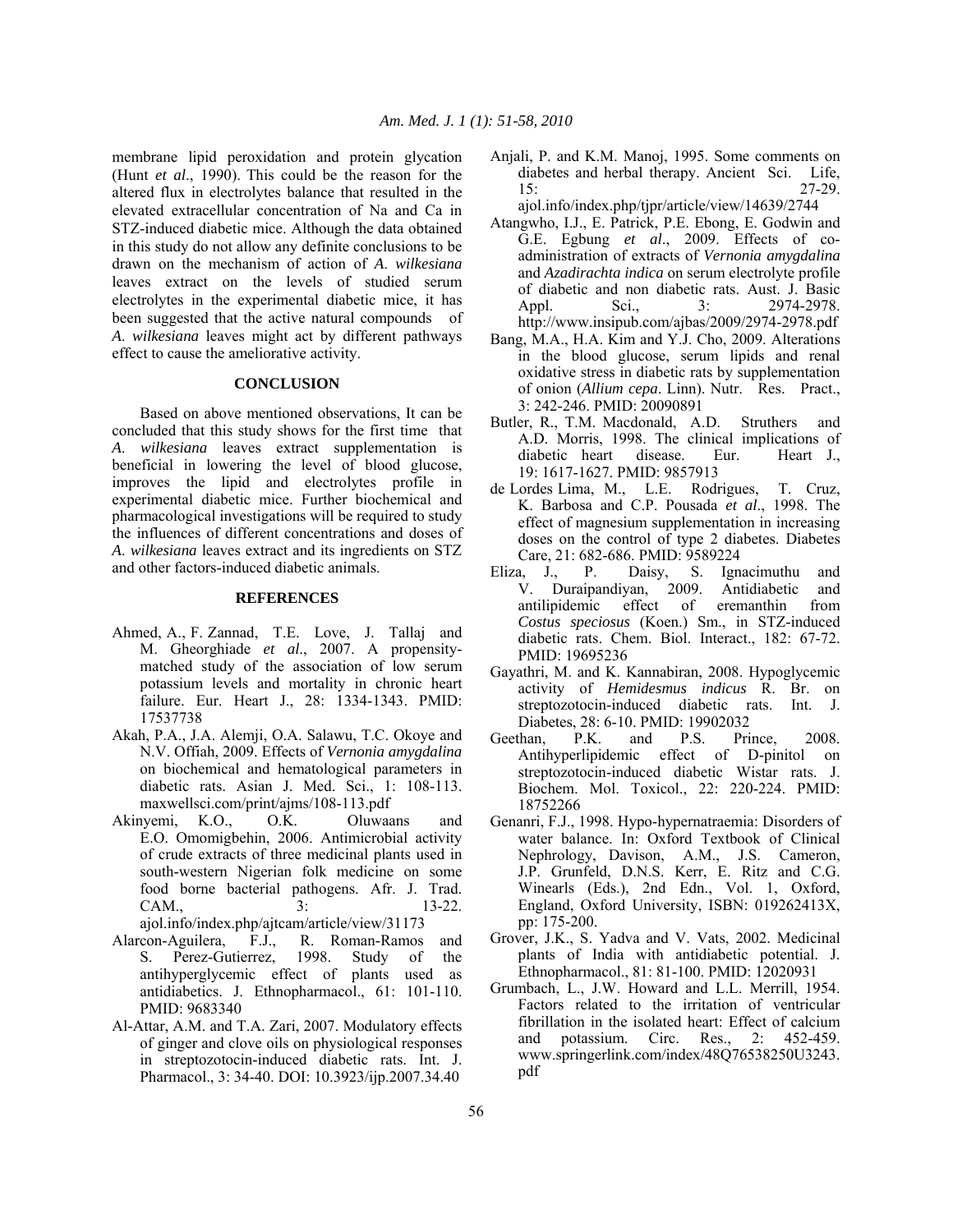membrane lipid peroxidation and protein glycation (Hunt *et al*., 1990). This could be the reason for the altered flux in electrolytes balance that resulted in the elevated extracellular concentration of Na and Ca in STZ-induced diabetic mice. Although the data obtained in this study do not allow any definite conclusions to be drawn on the mechanism of action of *A. wilkesiana* leaves extract on the levels of studied serum electrolytes in the experimental diabetic mice, it has been suggested that the active natural compounds of *A. wilkesiana* leaves might act by different pathways effect to cause the ameliorative activity.

## CONCLUSION

Based on above mentioned observations, It can be concluded that this study shows for the first time that *A. wilkesiana* leaves extract supplementation is beneficial in lowering the level of blood glucose, improves the lipid and electrolytes profile in experimental diabetic mice. Further biochemical and pharmacological investigations will be required to study the influences of different concentrations and doses of *A. wilkesiana* leaves extract and its ingredients on STZ and other factors-induced diabetic animals.

## REFERENCES

Ahmed, A., F. Zannad, T.E. Love, J. Tallaj and M. Gheorghiade *et al*., 2007. A propensity-matched study of the association of low serum potassium levels and mortality in chronic heart failure. Eur. Heart J., 28: 1334-1343. PMID: 17537738

Akah, P.A., J.A. Alemji, O.A. Salawu, T.C. Okoye and N.V. Offiah, 2009. Effects of *Vernonia amygdalina* on biochemical and hematological parameters in diabetic rats. Asian J. Med. Sci., 1: 108-113. maxwellsci.com/print/ajms/108-113.pdf

Akinyemi, K.O., O.K. Oluwaans and E.O. Omomigbehin, 2006. Antimicrobial activity of crude extracts of three medicinal plants used in south-western Nigerian folk medicine on some food borne bacterial pathogens. Afr. J. Trad. CAM., 3: 13-22. ajol.info/index.php/ajtcam/article/view/31173

Alarcon-Aguilera, F.J., R. Roman-Ramos and S. Perez-Gutierrez, 1998. Study of the antihyperglycemic effect of plants used as antidiabetics. J. Ethnopharmacol., 61: 101-110. PMID: 9683340

Al-Attar, A.M. and T.A. Zari, 2007. Modulatory effects of ginger and clove oils on physiological responses in streptozotocin-induced diabetic rats. Int. J. Pharmacol., 3: 34-40. DOI: 10.3923/ijp.2007.34.40

Anjali, P. and K.M. Manoj, 1995. Some comments on diabetes and herbal therapy. Ancient Sci. Life, 15: 27-29. ajol.info/index.php/tjpr/article/view/14639/2744

Atangwho, I.J., E. Patrick, P.E. Ebong, E. Godwin and G.E. Egbung *et al*., 2009. Effects of co-administration of extracts of *Vernonia amygdalina* and *Azadirachta indica* on serum electrolyte profile of diabetic and non diabetic rats. Aust. J. Basic Appl. Sci., 3: 2974-2978. http://www.insipub.com/ajbas/2009/2974-2978.pdf

Bang, M.A., H.A. Kim and Y.J. Cho, 2009. Alterations in the blood glucose, serum lipids and renal oxidative stress in diabetic rats by supplementation of onion (*Allium cepa*. Linn). Nutr. Res. Pract., 3: 242-246. PMID: 20090891

Butler, R., T.M. Macdonald, A.D. Struthers and A.D. Morris, 1998. The clinical implications of diabetic heart disease. Eur. Heart J., 19: 1617-1627. PMID: 9857913

de Lordes Lima, M., L.E. Rodrigues, T. Cruz, K. Barbosa and C.P. Pousada *et al*., 1998. The effect of magnesium supplementation in increasing doses on the control of type 2 diabetes. Diabetes Care, 21: 682-686. PMID: 9589224

Eliza, J., P. Daisy, S. Ignacimuthu and V. Duraipandiyan, 2009. Antidiabetic and antilipidemic effect of eremanthin from *Costus speciosus* (Koen.) Sm., in STZ-induced diabetic rats. Chem. Biol. Interact., 182: 67-72. PMID: 19695236

Gayathri, M. and K. Kannabiran, 2008. Hypoglycemic activity of *Hemidesmus indicus* R. Br. on streptozotocin-induced diabetic rats. Int. J. Diabetes, 28: 6-10. PMID: 19902032

Geethan, P.K. and P.S. Prince, 2008. Antihyperlipidemic effect of D-pinitol on streptozotocin-induced diabetic Wistar rats. J. Biochem. Mol. Toxicol., 22: 220-224. PMID: 18752266

Genanri, F.J., 1998. Hypo-hypernatraemia: Disorders of water balance. In: Oxford Textbook of Clinical Nephrology, Davison, A.M., J.S. Cameron, J.P. Grunfeld, D.N.S. Kerr, E. Ritz and C.G. Winearls (Eds.), 2nd Edn., Vol. 1, Oxford, England, Oxford University, ISBN: 019262413X, pp: 175-200.

Grover, J.K., S. Yadva and V. Vats, 2002. Medicinal plants of India with antidiabetic potential. J. Ethnopharmacol., 81: 81-100. PMID: 12020931

Grumbach, L., J.W. Howard and L.L. Merrill, 1954. Factors related to the irritation of ventricular fibrillation in the isolated heart: Effect of calcium and potassium. Circ. Res., 2: 452-459. www.springerlink.com/index/48Q76538250U3243.pdf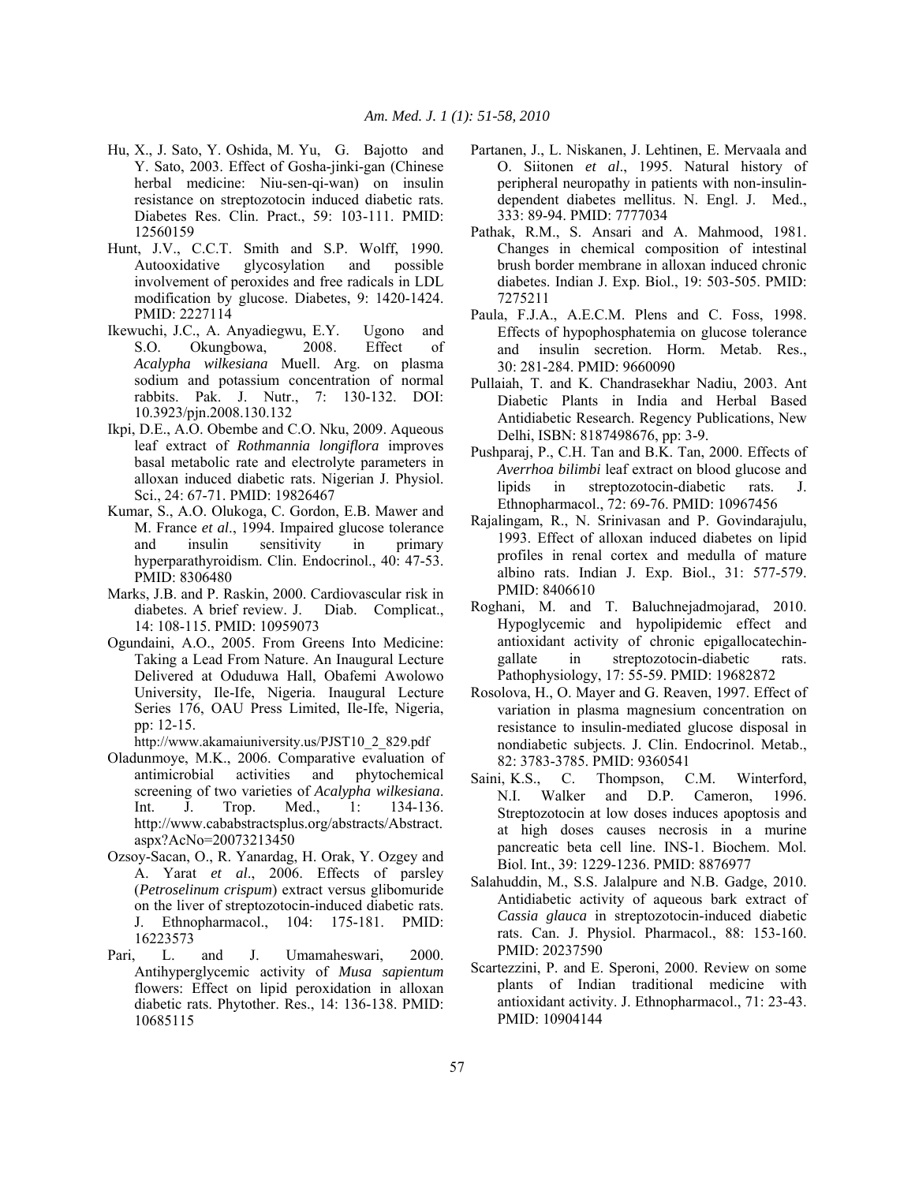Hu, X., J. Sato, Y. Oshida, M. Yu, G. Bajotto and Y. Sato, 2003. Effect of Gosha-jinki-gan (Chinese herbal medicine: Niu-sen-qi-wan) on insulin resistance on streptozotocin induced diabetic rats. Diabetes Res. Clin. Pract., 59: 103-111. PMID: 12560159

Hunt, J.V., C.C.T. Smith and S.P. Wolff, 1990. Autooxidative glycosylation and possible involvement of peroxides and free radicals in LDL modification by glucose. Diabetes, 9: 1420-1424. PMID: 2227114

Ikewuchi, J.C., A. Anyadiegwu, E.Y. Ugono and S.O. Okungbowa, 2008. Effect of *Acalypha wilkesiana* Muell. Arg. on plasma sodium and potassium concentration of normal rabbits. Pak. J. Nutr., 7: 130-132. DOI: 10.3923/pjn.2008.130.132

Ikpi, D.E., A.O. Obembe and C.O. Nku, 2009. Aqueous leaf extract of *Rothmannia longiflora* improves basal metabolic rate and electrolyte parameters in alloxan induced diabetic rats. Nigerian J. Physiol. Sci., 24: 67-71. PMID: 19826467

Kumar, S., A.O. Olukoga, C. Gordon, E.B. Mawer and M. France *et al*., 1994. Impaired glucose tolerance and insulin sensitivity in primary hyperparathyroidism. Clin. Endocrinol., 40: 47-53. PMID: 8306480

Marks, J.B. and P. Raskin, 2000. Cardiovascular risk in diabetes. A brief review. J. Diab. Complicat., 14: 108-115. PMID: 10959073

Ogundaini, A.O., 2005. From Greens Into Medicine: Taking a Lead From Nature. An Inaugural Lecture Delivered at Oduduwa Hall, Obafemi Awolowo University, Ile-Ife, Nigeria. Inaugural Lecture Series 176, OAU Press Limited, Ile-Ife, Nigeria, pp: 12-15. http://www.akamaiuniversity.us/PJST10_2_829.pdf

Oladunmoye, M.K., 2006. Comparative evaluation of antimicrobial activities and phytochemical screening of two varieties of *Acalypha wilkesiana*. Int. J. Trop. Med., 1: 134-136. http://www.cababstractsplus.org/abstracts/Abstract.aspx?AcNo=20073213450

Ozsoy-Sacan, O., R. Yanardag, H. Orak, Y. Ozgey and A. Yarat *et al*., 2006. Effects of parsley (*Petroselinum crispum*) extract versus glibomuride on the liver of streptozotocin-induced diabetic rats. J. Ethnopharmacol., 104: 175-181. PMID: 16223573

Pari, L. and J. Umamaheswari, 2000. Antihyperglycemic activity of *Musa sapientum* flowers: Effect on lipid peroxidation in alloxan diabetic rats. Phytother. Res., 14: 136-138. PMID: 10685115

Partanen, J., L. Niskanen, J. Lehtinen, E. Mervaala and O. Siitonen *et al*., 1995. Natural history of peripheral neuropathy in patients with non-insulin-dependent diabetes mellitus. N. Engl. J. Med., 333: 89-94. PMID: 7777034

Pathak, R.M., S. Ansari and A. Mahmood, 1981. Changes in chemical composition of intestinal brush border membrane in alloxan induced chronic diabetes. Indian J. Exp. Biol., 19: 503-505. PMID: 7275211

Paula, F.J.A., A.E.C.M. Plens and C. Foss, 1998. Effects of hypophosphatemia on glucose tolerance and insulin secretion. Horm. Metab. Res., 30: 281-284. PMID: 9660090

Pullaiah, T. and K. Chandrasekhar Nadiu, 2003. Ant Diabetic Plants in India and Herbal Based Antidiabetic Research. Regency Publications, New Delhi, ISBN: 8187498676, pp: 3-9.

Pushparaj, P., C.H. Tan and B.K. Tan, 2000. Effects of *Averrhoa bilimbi* leaf extract on blood glucose and lipids in streptozotocin-diabetic rats. J. Ethnopharmacol., 72: 69-76. PMID: 10967456

Rajalingam, R., N. Srinivasan and P. Govindarajulu, 1993. Effect of alloxan induced diabetes on lipid profiles in renal cortex and medulla of mature albino rats. Indian J. Exp. Biol., 31: 577-579. PMID: 8406610

Roghani, M. and T. Baluchnejadmojarad, 2010. Hypoglycemic and hypolipidemic effect and antioxidant activity of chronic epigallocatechin-gallate in streptozotocin-diabetic rats. Pathophysiology, 17: 55-59. PMID: 19682872

Rosolova, H., O. Mayer and G. Reaven, 1997. Effect of variation in plasma magnesium concentration on resistance to insulin-mediated glucose disposal in nondiabetic subjects. J. Clin. Endocrinol. Metab., 82: 3783-3785. PMID: 9360541

Saini, K.S., C. Thompson, C.M. Winterford, N.I. Walker and D.P. Cameron, 1996. Streptozotocin at low doses induces apoptosis and at high doses causes necrosis in a murine pancreatic beta cell line. INS-1. Biochem. Mol. Biol. Int., 39: 1229-1236. PMID: 8876977

Salahuddin, M., S.S. Jalalpure and N.B. Gadge, 2010. Antidiabetic activity of aqueous bark extract of *Cassia glauca* in streptozotocin-induced diabetic rats. Can. J. Physiol. Pharmacol., 88: 153-160. PMID: 20237590

Scartezzini, P. and E. Speroni, 2000. Review on some plants of Indian traditional medicine with antioxidant activity. J. Ethnopharmacol., 71: 23-43. PMID: 10904144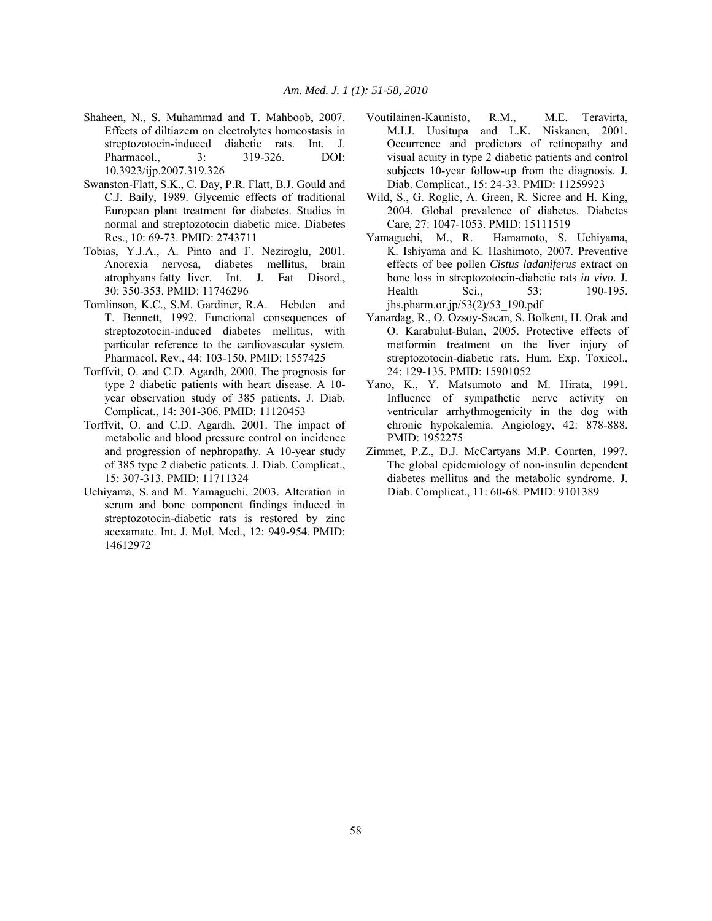Shaheen, N., S. Muhammad and T. Mahboob, 2007. Effects of diltiazem on electrolytes homeostasis in streptozotocin-induced diabetic rats. Int. J. Pharmacol., 3: 319-326. DOI: 10.3923/ijp.2007.319.326

Swanston-Flatt, S.K., C. Day, P.R. Flatt, B.J. Gould and C.J. Baily, 1989. Glycemic effects of traditional European plant treatment for diabetes. Studies in normal and streptozotocin diabetic mice. Diabetes Res., 10: 69-73. PMID: 2743711

Tobias, Y.J.A., A. Pinto and F. Neziroglu, 2001. Anorexia nervosa, diabetes mellitus, brain atrophyans fatty liver. Int. J. Eat Disord., 30: 350-353. PMID: 11746296

Tomlinson, K.C., S.M. Gardiner, R.A. Hebden and T. Bennett, 1992. Functional consequences of streptozotocin-induced diabetes mellitus, with particular reference to the cardiovascular system. Pharmacol. Rev., 44: 103-150. PMID: 1557425

Torffvit, O. and C.D. Agardh, 2000. The prognosis for type 2 diabetic patients with heart disease. A 10-year observation study of 385 patients. J. Diab. Complicat., 14: 301-306. PMID: 11120453

Torffvit, O. and C.D. Agardh, 2001. The impact of metabolic and blood pressure control on incidence and progression of nephropathy. A 10-year study of 385 type 2 diabetic patients. J. Diab. Complicat., 15: 307-313. PMID: 11711324

Uchiyama, S. and M. Yamaguchi, 2003. Alteration in serum and bone component findings induced in streptozotocin-diabetic rats is restored by zinc acexamate. Int. J. Mol. Med., 12: 949-954. PMID: 14612972

Voutilainen-Kaunisto, R.M., M.E. Teravirta, M.I.J. Uusitupa and L.K. Niskanen, 2001. Occurrence and predictors of retinopathy and visual acuity in type 2 diabetic patients and control subjects 10-year follow-up from the diagnosis. J. Diab. Complicat., 15: 24-33. PMID: 11259923

Wild, S., G. Roglic, A. Green, R. Sicree and H. King, 2004. Global prevalence of diabetes. Diabetes Care, 27: 1047-1053. PMID: 15111519

Yamaguchi, M., R. Hamamoto, S. Uchiyama, K. Ishiyama and K. Hashimoto, 2007. Preventive effects of bee pollen *Cistus ladaniferus* extract on bone loss in streptozotocin-diabetic rats *in vivo*. J. Health Sci., 53: 190-195. jhs.pharm.or.jp/53(2)/53_190.pdf

Yanardag, R., O. Ozsoy-Sacan, S. Bolkent, H. Orak and O. Karabulut-Bulan, 2005. Protective effects of metformin treatment on the liver injury of streptozotocin-diabetic rats. Hum. Exp. Toxicol., 24: 129-135. PMID: 15901052

Yano, K., Y. Matsumoto and M. Hirata, 1991. Influence of sympathetic nerve activity on ventricular arrhythmogenicity in the dog with chronic hypokalemia. Angiology, 42: 878-888. PMID: 1952275

Zimmet, P.Z., D.J. McCartyans M.P. Courten, 1997. The global epidemiology of non-insulin dependent diabetes mellitus and the metabolic syndrome. J. Diab. Complicat., 11: 60-68. PMID: 9101389